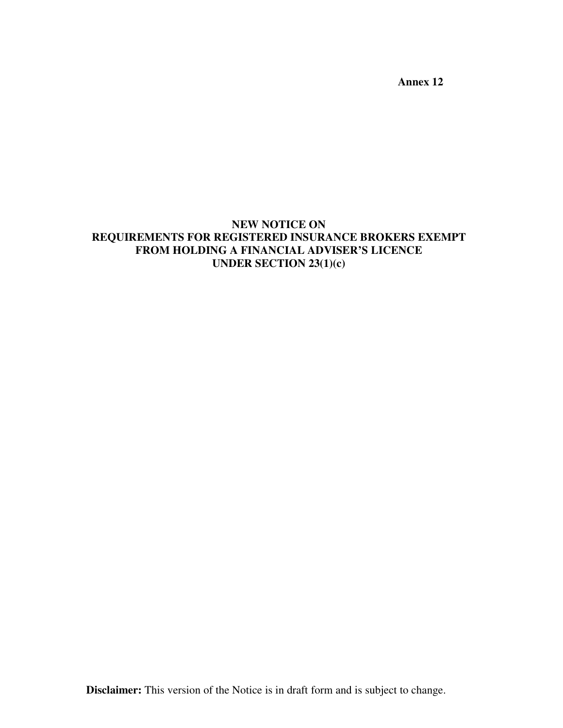**Annex 12**

# NEW NOTICE ON REQUIREMENTS FOR REGISTERED INSURANCE BROKERS EXEMPT FROM HOLDING A FINANCIAL ADVISER'S LICENCE UNDER SECTION 23(1)(c)

**Disclaimer:** This version of the Notice is in draft form and is subject to change.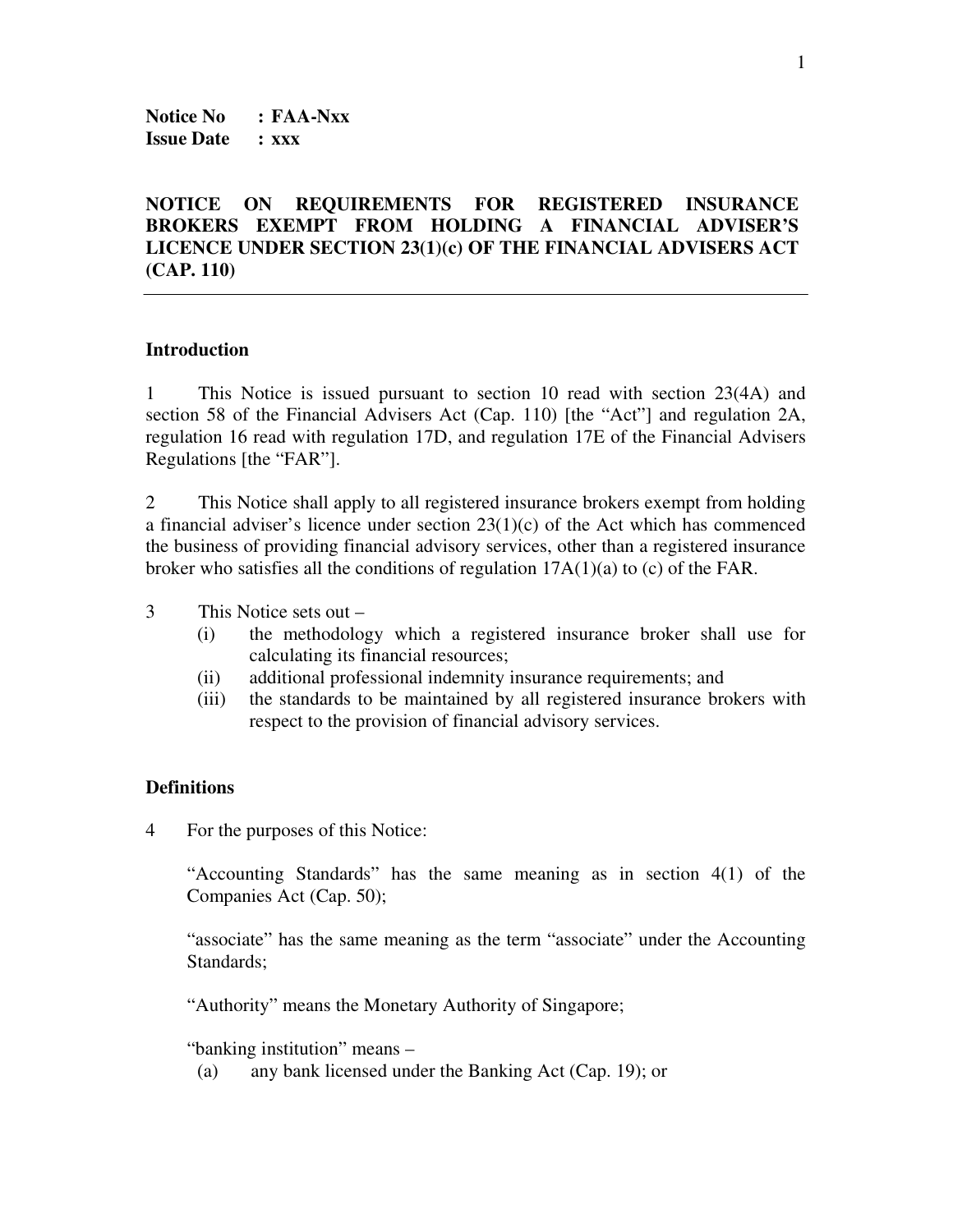**Notice No : FAA-Nxx**
**Issue Date : xxx**

**NOTICE ON REQUIREMENTS FOR REGISTERED INSURANCE BROKERS EXEMPT FROM HOLDING A FINANCIAL ADVISER'S LICENCE UNDER SECTION 23(1)(c) OF THE FINANCIAL ADVISERS ACT (CAP. 110)**

---

**Introduction**

1 This Notice is issued pursuant to section 10 read with section 23(4A) and section 58 of the Financial Advisers Act (Cap. 110) [the "Act"] and regulation 2A, regulation 16 read with regulation 17D, and regulation 17E of the Financial Advisers Regulations [the "FAR"].

2 This Notice shall apply to all registered insurance brokers exempt from holding a financial adviser's licence under section 23(1)(c) of the Act which has commenced the business of providing financial advisory services, other than a registered insurance broker who satisfies all the conditions of regulation 17A(1)(a) to (c) of the FAR.

3 This Notice sets out –

(i) the methodology which a registered insurance broker shall use for calculating its financial resources;

(ii) additional professional indemnity insurance requirements; and

(iii) the standards to be maintained by all registered insurance brokers with respect to the provision of financial advisory services.

**Definitions**

4 For the purposes of this Notice:

"Accounting Standards" has the same meaning as in section 4(1) of the Companies Act (Cap. 50);

"associate" has the same meaning as the term "associate" under the Accounting Standards;

"Authority" means the Monetary Authority of Singapore;

"banking institution" means –

(a) any bank licensed under the Banking Act (Cap. 19); or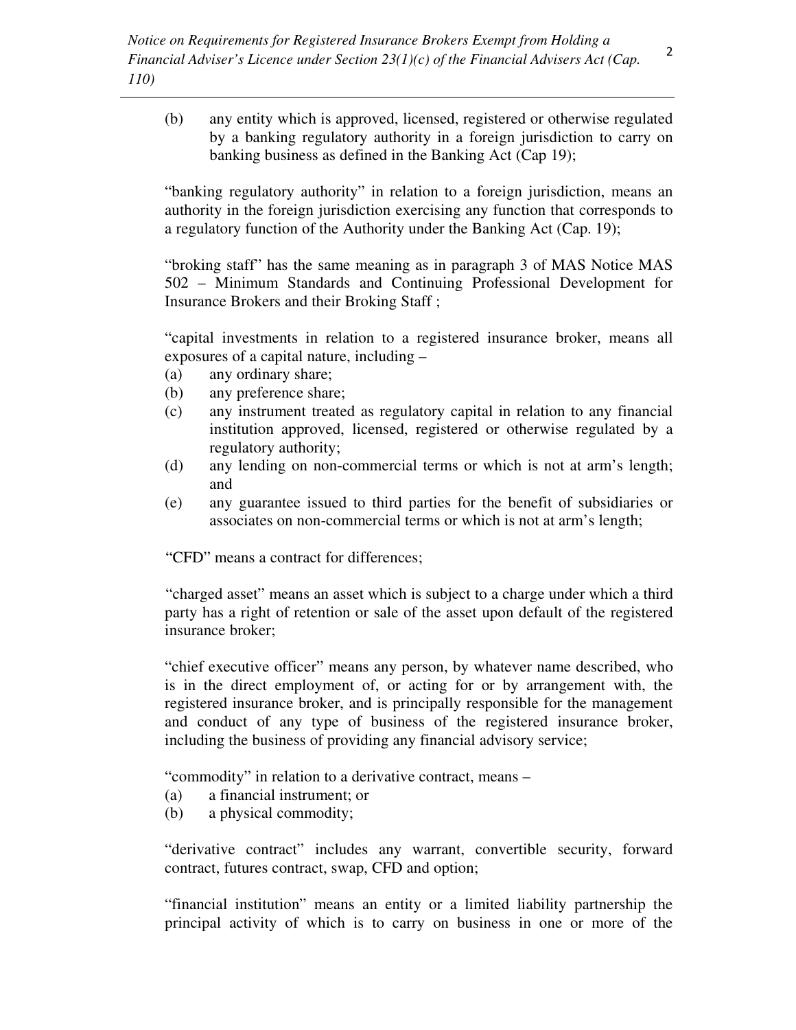(b) any entity which is approved, licensed, registered or otherwise regulated by a banking regulatory authority in a foreign jurisdiction to carry on banking business as defined in the Banking Act (Cap 19);

"banking regulatory authority" in relation to a foreign jurisdiction, means an authority in the foreign jurisdiction exercising any function that corresponds to a regulatory function of the Authority under the Banking Act (Cap. 19);

"broking staff" has the same meaning as in paragraph 3 of MAS Notice MAS 502 – Minimum Standards and Continuing Professional Development for Insurance Brokers and their Broking Staff ;

"capital investments in relation to a registered insurance broker, means all exposures of a capital nature, including –

(a) any ordinary share;
(b) any preference share;
(c) any instrument treated as regulatory capital in relation to any financial institution approved, licensed, registered or otherwise regulated by a regulatory authority;
(d) any lending on non-commercial terms or which is not at arm's length; and
(e) any guarantee issued to third parties for the benefit of subsidiaries or associates on non-commercial terms or which is not at arm's length;

"CFD" means a contract for differences;

"charged asset" means an asset which is subject to a charge under which a third party has a right of retention or sale of the asset upon default of the registered insurance broker;

"chief executive officer" means any person, by whatever name described, who is in the direct employment of, or acting for or by arrangement with, the registered insurance broker, and is principally responsible for the management and conduct of any type of business of the registered insurance broker, including the business of providing any financial advisory service;

"commodity" in relation to a derivative contract, means –

(a) a financial instrument; or
(b) a physical commodity;

"derivative contract" includes any warrant, convertible security, forward contract, futures contract, swap, CFD and option;

"financial institution" means an entity or a limited liability partnership the principal activity of which is to carry on business in one or more of the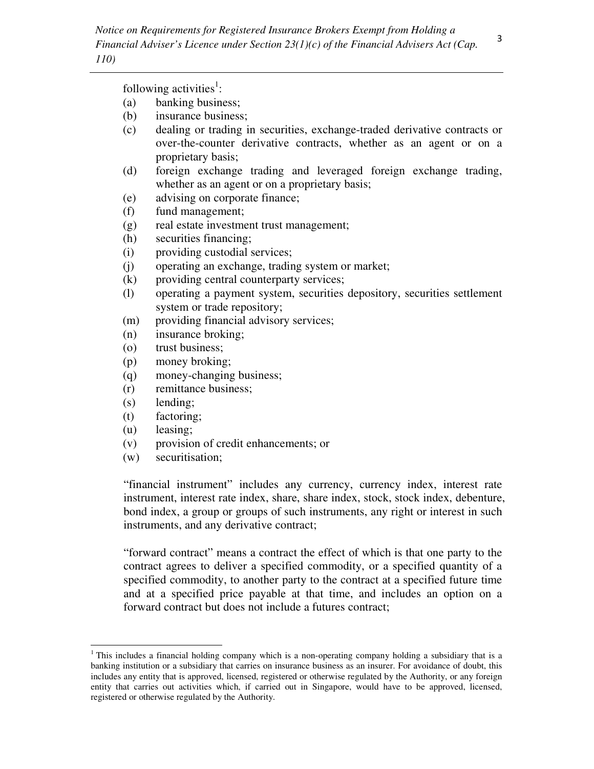following activities[1]:

(a) banking business;
(b) insurance business;
(c) dealing or trading in securities, exchange-traded derivative contracts or over-the-counter derivative contracts, whether as an agent or on a proprietary basis;
(d) foreign exchange trading and leveraged foreign exchange trading, whether as an agent or on a proprietary basis;
(e) advising on corporate finance;
(f) fund management;
(g) real estate investment trust management;
(h) securities financing;
(i) providing custodial services;
(j) operating an exchange, trading system or market;
(k) providing central counterparty services;
(l) operating a payment system, securities depository, securities settlement system or trade repository;
(m) providing financial advisory services;
(n) insurance broking;
(o) trust business;
(p) money broking;
(q) money-changing business;
(r) remittance business;
(s) lending;
(t) factoring;
(u) leasing;
(v) provision of credit enhancements; or
(w) securitisation;

"financial instrument" includes any currency, currency index, interest rate instrument, interest rate index, share, share index, stock, stock index, debenture, bond index, a group or groups of such instruments, any right or interest in such instruments, and any derivative contract;

"forward contract" means a contract the effect of which is that one party to the contract agrees to deliver a specified commodity, or a specified quantity of a specified commodity, to another party to the contract at a specified future time and at a specified price payable at that time, and includes an option on a forward contract but does not include a futures contract;

---

[1] This includes a financial holding company which is a non-operating company holding a subsidiary that is a banking institution or a subsidiary that carries on insurance business as an insurer. For avoidance of doubt, this includes any entity that is approved, licensed, registered or otherwise regulated by the Authority, or any foreign entity that carries out activities which, if carried out in Singapore, would have to be approved, licensed, registered or otherwise regulated by the Authority.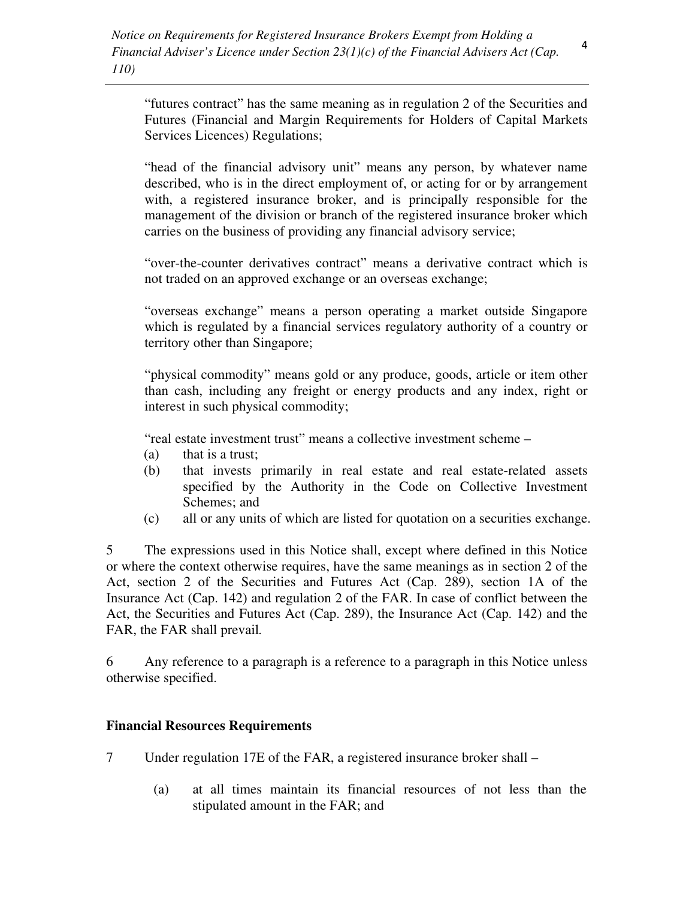"futures contract" has the same meaning as in regulation 2 of the Securities and Futures (Financial and Margin Requirements for Holders of Capital Markets Services Licences) Regulations;

"head of the financial advisory unit" means any person, by whatever name described, who is in the direct employment of, or acting for or by arrangement with, a registered insurance broker, and is principally responsible for the management of the division or branch of the registered insurance broker which carries on the business of providing any financial advisory service;

"over-the-counter derivatives contract" means a derivative contract which is not traded on an approved exchange or an overseas exchange;

"overseas exchange" means a person operating a market outside Singapore which is regulated by a financial services regulatory authority of a country or territory other than Singapore;

"physical commodity" means gold or any produce, goods, article or item other than cash, including any freight or energy products and any index, right or interest in such physical commodity;

"real estate investment trust" means a collective investment scheme –

(a) that is a trust;

(b) that invests primarily in real estate and real estate-related assets specified by the Authority in the Code on Collective Investment Schemes; and

(c) all or any units of which are listed for quotation on a securities exchange.

5 The expressions used in this Notice shall, except where defined in this Notice or where the context otherwise requires, have the same meanings as in section 2 of the Act, section 2 of the Securities and Futures Act (Cap. 289), section 1A of the Insurance Act (Cap. 142) and regulation 2 of the FAR. In case of conflict between the Act, the Securities and Futures Act (Cap. 289), the Insurance Act (Cap. 142) and the FAR, the FAR shall prevail.

6 Any reference to a paragraph is a reference to a paragraph in this Notice unless otherwise specified.

**Financial Resources Requirements**

7 Under regulation 17E of the FAR, a registered insurance broker shall –

(a) at all times maintain its financial resources of not less than the stipulated amount in the FAR; and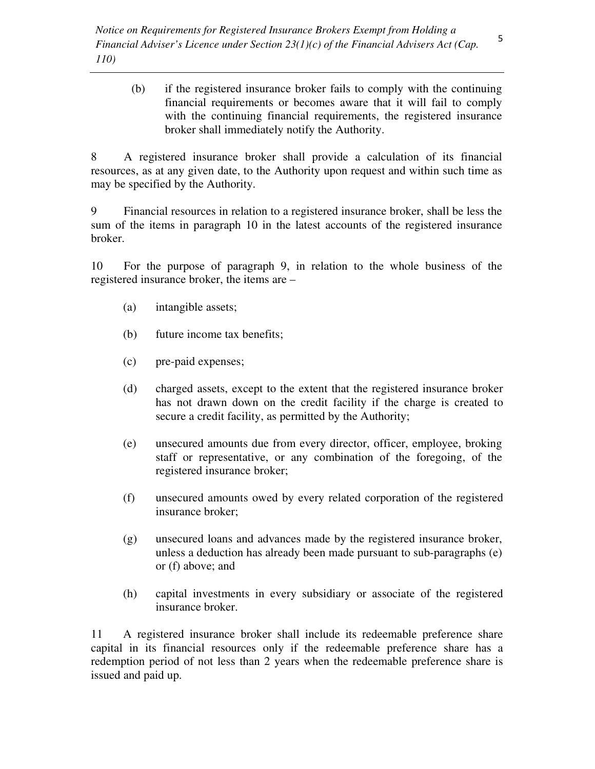(b) if the registered insurance broker fails to comply with the continuing financial requirements or becomes aware that it will fail to comply with the continuing financial requirements, the registered insurance broker shall immediately notify the Authority.

8 A registered insurance broker shall provide a calculation of its financial resources, as at any given date, to the Authority upon request and within such time as may be specified by the Authority.

9 Financial resources in relation to a registered insurance broker, shall be less the sum of the items in paragraph 10 in the latest accounts of the registered insurance broker.

10 For the purpose of paragraph 9, in relation to the whole business of the registered insurance broker, the items are –

(a) intangible assets;

(b) future income tax benefits;

(c) pre-paid expenses;

(d) charged assets, except to the extent that the registered insurance broker has not drawn down on the credit facility if the charge is created to secure a credit facility, as permitted by the Authority;

(e) unsecured amounts due from every director, officer, employee, broking staff or representative, or any combination of the foregoing, of the registered insurance broker;

(f) unsecured amounts owed by every related corporation of the registered insurance broker;

(g) unsecured loans and advances made by the registered insurance broker, unless a deduction has already been made pursuant to sub-paragraphs (e) or (f) above; and

(h) capital investments in every subsidiary or associate of the registered insurance broker.

11 A registered insurance broker shall include its redeemable preference share capital in its financial resources only if the redeemable preference share has a redemption period of not less than 2 years when the redeemable preference share is issued and paid up.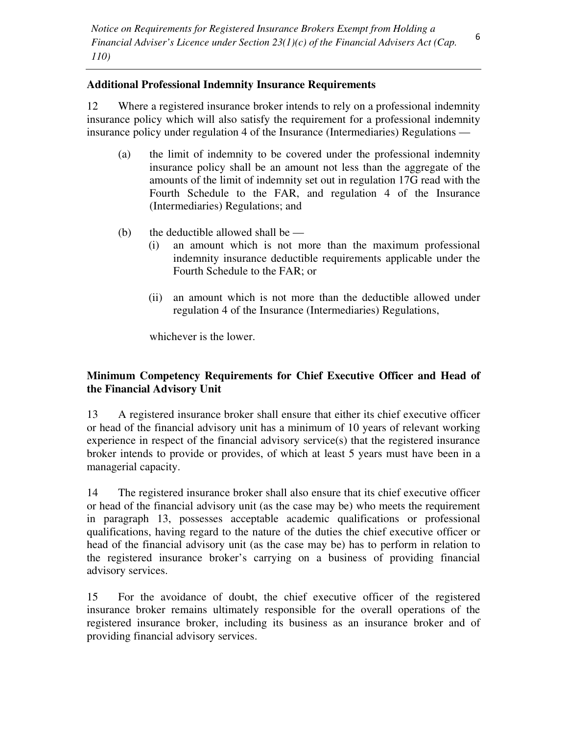**Additional Professional Indemnity Insurance Requirements**

12 Where a registered insurance broker intends to rely on a professional indemnity insurance policy which will also satisfy the requirement for a professional indemnity insurance policy under regulation 4 of the Insurance (Intermediaries) Regulations —

(a) the limit of indemnity to be covered under the professional indemnity insurance policy shall be an amount not less than the aggregate of the amounts of the limit of indemnity set out in regulation 17G read with the Fourth Schedule to the FAR, and regulation 4 of the Insurance (Intermediaries) Regulations; and

(b) the deductible allowed shall be —

(i) an amount which is not more than the maximum professional indemnity insurance deductible requirements applicable under the Fourth Schedule to the FAR; or

(ii) an amount which is not more than the deductible allowed under regulation 4 of the Insurance (Intermediaries) Regulations,

whichever is the lower.

**Minimum Competency Requirements for Chief Executive Officer and Head of the Financial Advisory Unit**

13 A registered insurance broker shall ensure that either its chief executive officer or head of the financial advisory unit has a minimum of 10 years of relevant working experience in respect of the financial advisory service(s) that the registered insurance broker intends to provide or provides, of which at least 5 years must have been in a managerial capacity.

14 The registered insurance broker shall also ensure that its chief executive officer or head of the financial advisory unit (as the case may be) who meets the requirement in paragraph 13, possesses acceptable academic qualifications or professional qualifications, having regard to the nature of the duties the chief executive officer or head of the financial advisory unit (as the case may be) has to perform in relation to the registered insurance broker's carrying on a business of providing financial advisory services.

15 For the avoidance of doubt, the chief executive officer of the registered insurance broker remains ultimately responsible for the overall operations of the registered insurance broker, including its business as an insurance broker and of providing financial advisory services.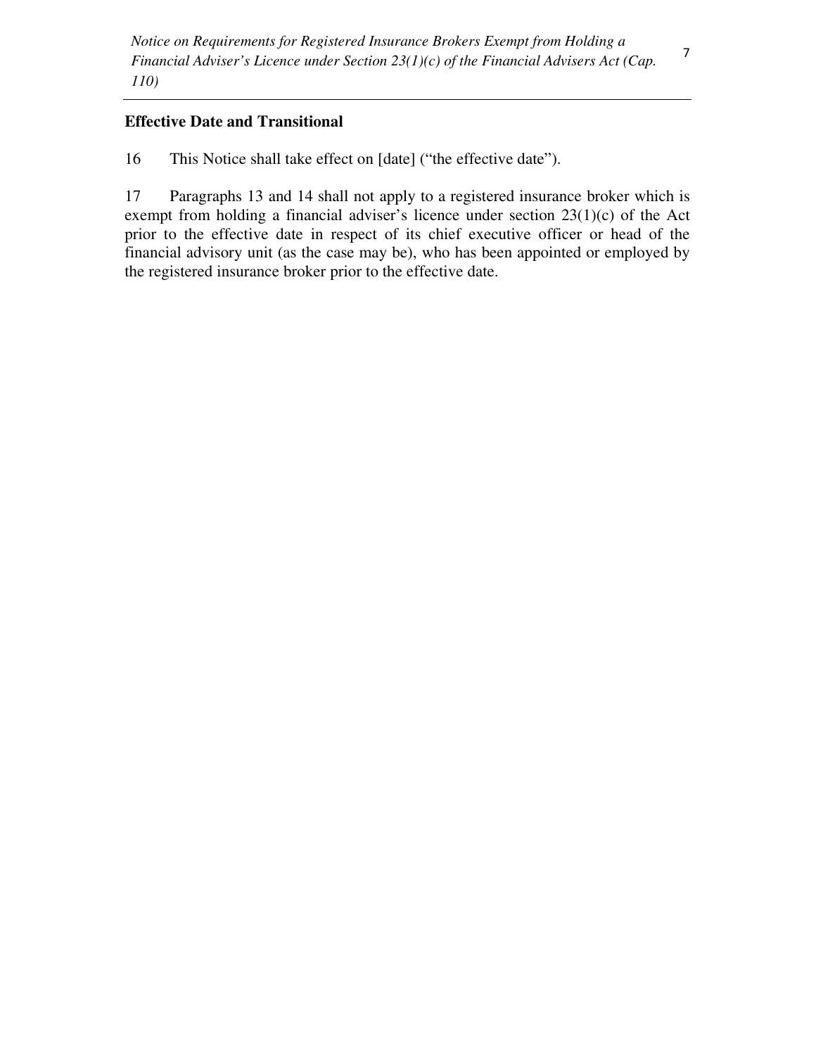**Effective Date and Transitional**

16 This Notice shall take effect on [date] ("the effective date").

17 Paragraphs 13 and 14 shall not apply to a registered insurance broker which is exempt from holding a financial adviser's licence under section 23(1)(c) of the Act prior to the effective date in respect of its chief executive officer or head of the financial advisory unit (as the case may be), who has been appointed or employed by the registered insurance broker prior to the effective date.